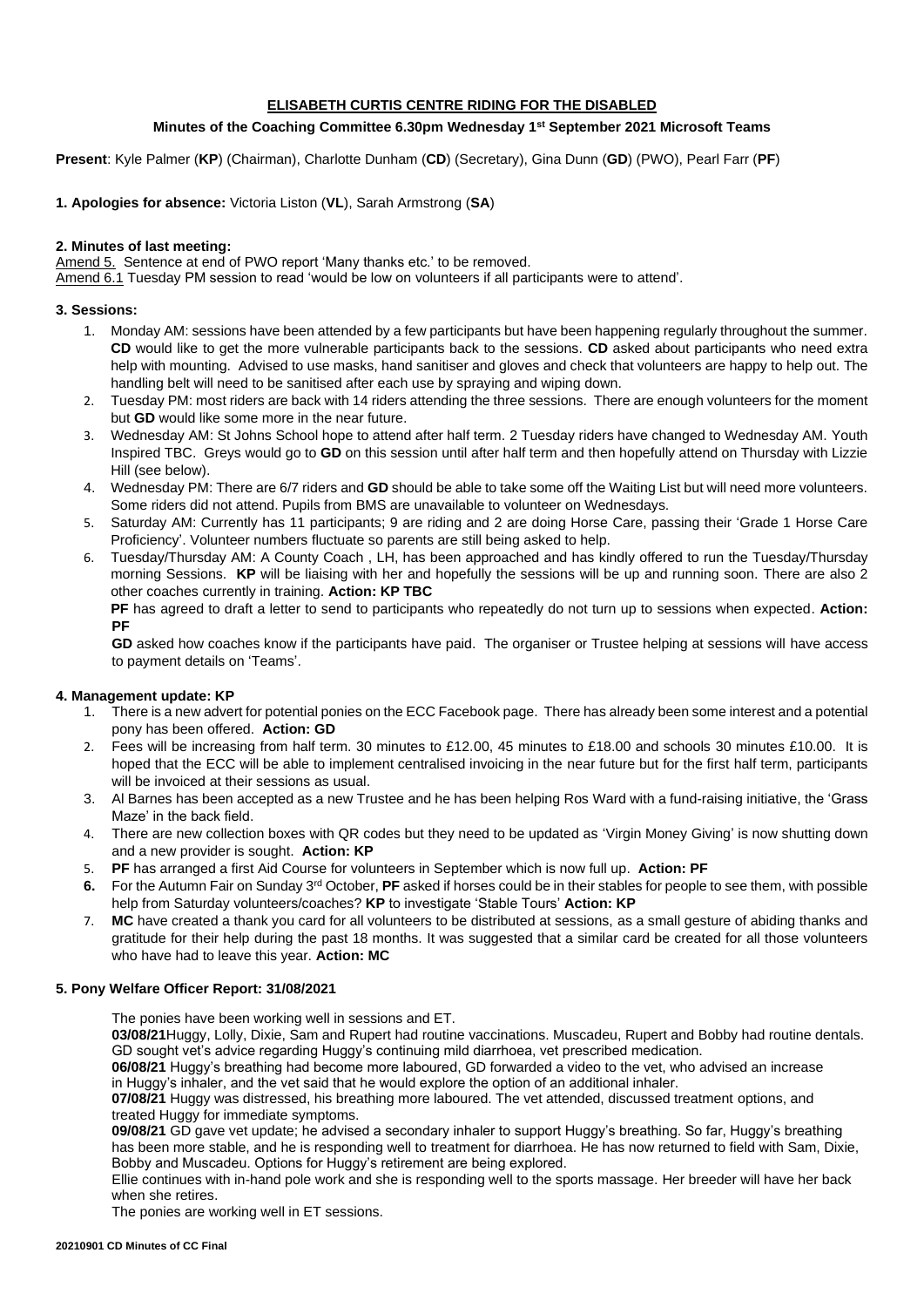# ELISABETH CURTIS CENTRE RIDING FOR THE DISABLED

## Minutes of the Coaching Committee 6.30pm Wednesday 1st September 2021 Microsoft Teams

**Present**: Kyle Palmer (**KP**) (Chairman), Charlotte Dunham (**CD**) (Secretary), Gina Dunn (**GD**) (PWO), Pearl Farr (**PF**)

**1. Apologies for absence:** Victoria Liston (**VL**), Sarah Armstrong (**SA**)

**2. Minutes of last meeting:**

Amend 5. Sentence at end of PWO report 'Many thanks etc.' to be removed.
Amend 6.1 Tuesday PM session to read 'would be low on volunteers if all participants were to attend'.

**3. Sessions:**

1. Monday AM: sessions have been attended by a few participants but have been happening regularly throughout the summer. **CD** would like to get the more vulnerable participants back to the sessions. **CD** asked about participants who need extra help with mounting. Advised to use masks, hand sanitiser and gloves and check that volunteers are happy to help out. The handling belt will need to be sanitised after each use by spraying and wiping down.
2. Tuesday PM: most riders are back with 14 riders attending the three sessions. There are enough volunteers for the moment but **GD** would like some more in the near future.
3. Wednesday AM: St Johns School hope to attend after half term. 2 Tuesday riders have changed to Wednesday AM. Youth Inspired TBC. Greys would go to **GD** on this session until after half term and then hopefully attend on Thursday with Lizzie Hill (see below).
4. Wednesday PM: There are 6/7 riders and **GD** should be able to take some off the Waiting List but will need more volunteers. Some riders did not attend. Pupils from BMS are unavailable to volunteer on Wednesdays.
5. Saturday AM: Currently has 11 participants; 9 are riding and 2 are doing Horse Care, passing their 'Grade 1 Horse Care Proficiency'. Volunteer numbers fluctuate so parents are still being asked to help.
6. Tuesday/Thursday AM: A County Coach , LH, has been approached and has kindly offered to run the Tuesday/Thursday morning Sessions. **KP** will be liaising with her and hopefully the sessions will be up and running soon. There are also 2 other coaches currently in training. **Action: KP TBC**

   **PF** has agreed to draft a letter to send to participants who repeatedly do not turn up to sessions when expected. **Action: PF**

   **GD** asked how coaches know if the participants have paid. The organiser or Trustee helping at sessions will have access to payment details on 'Teams'.

**4. Management update: KP**

1. There is a new advert for potential ponies on the ECC Facebook page. There has already been some interest and a potential pony has been offered. **Action: GD**
2. Fees will be increasing from half term. 30 minutes to £12.00, 45 minutes to £18.00 and schools 30 minutes £10.00. It is hoped that the ECC will be able to implement centralised invoicing in the near future but for the first half term, participants will be invoiced at their sessions as usual.
3. Al Barnes has been accepted as a new Trustee and he has been helping Ros Ward with a fund-raising initiative, the 'Grass Maze' in the back field.
4. There are new collection boxes with QR codes but they need to be updated as 'Virgin Money Giving' is now shutting down and a new provider is sought. **Action: KP**
5. **PF** has arranged a first Aid Course for volunteers in September which is now full up. **Action: PF**
6. For the Autumn Fair on Sunday 3rd October, **PF** asked if horses could be in their stables for people to see them, with possible help from Saturday volunteers/coaches? **KP** to investigate 'Stable Tours' **Action: KP**
7. **MC** have created a thank you card for all volunteers to be distributed at sessions, as a small gesture of abiding thanks and gratitude for their help during the past 18 months. It was suggested that a similar card be created for all those volunteers who have had to leave this year. **Action: MC**

**5. Pony Welfare Officer Report: 31/08/2021**

The ponies have been working well in sessions and ET.

**03/08/21** Huggy, Lolly, Dixie, Sam and Rupert had routine vaccinations. Muscadeu, Rupert and Bobby had routine dentals. GD sought vet's advice regarding Huggy's continuing mild diarrhoea, vet prescribed medication.

**06/08/21** Huggy's breathing had become more laboured, GD forwarded a video to the vet, who advised an increase in Huggy's inhaler, and the vet said that he would explore the option of an additional inhaler.

**07/08/21** Huggy was distressed, his breathing more laboured. The vet attended, discussed treatment options, and treated Huggy for immediate symptoms.

**09/08/21** GD gave vet update; he advised a secondary inhaler to support Huggy's breathing. So far, Huggy's breathing has been more stable, and he is responding well to treatment for diarrhoea. He has now returned to field with Sam, Dixie, Bobby and Muscadeu. Options for Huggy's retirement are being explored.

Ellie continues with in-hand pole work and she is responding well to the sports massage. Her breeder will have her back when she retires.

The ponies are working well in ET sessions.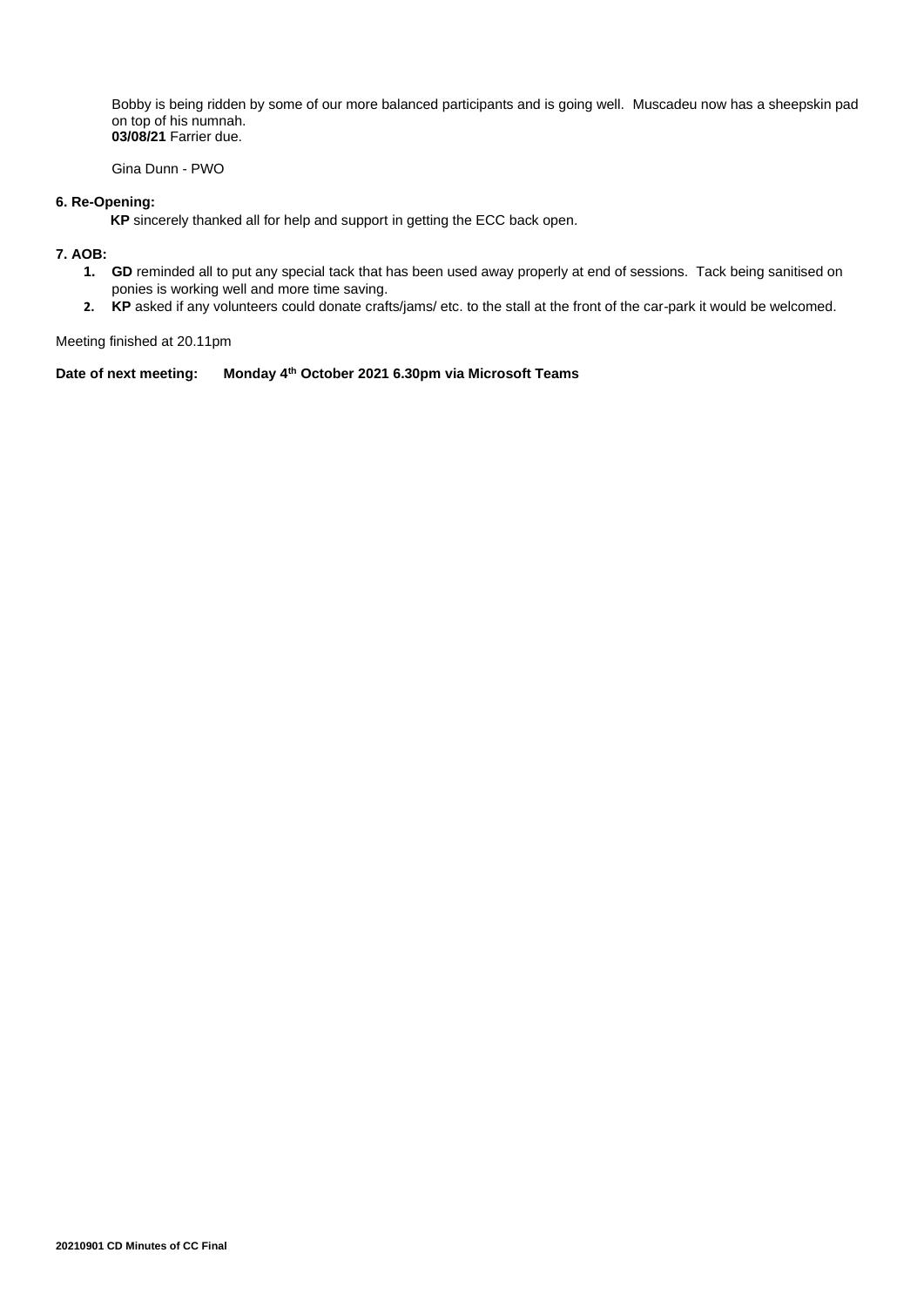Bobby is being ridden by some of our more balanced participants and is going well. Muscadeu now has a sheepskin pad on top of his numnah.
**03/08/21** Farrier due.

Gina Dunn - PWO

**6. Re-Opening:**

**KP** sincerely thanked all for help and support in getting the ECC back open.

**7. AOB:**

1. **GD** reminded all to put any special tack that has been used away properly at end of sessions. Tack being sanitised on ponies is working well and more time saving.
2. **KP** asked if any volunteers could donate crafts/jams/ etc. to the stall at the front of the car-park it would be welcomed.

Meeting finished at 20.11pm

**Date of next meeting: Monday 4th October 2021 6.30pm via Microsoft Teams**